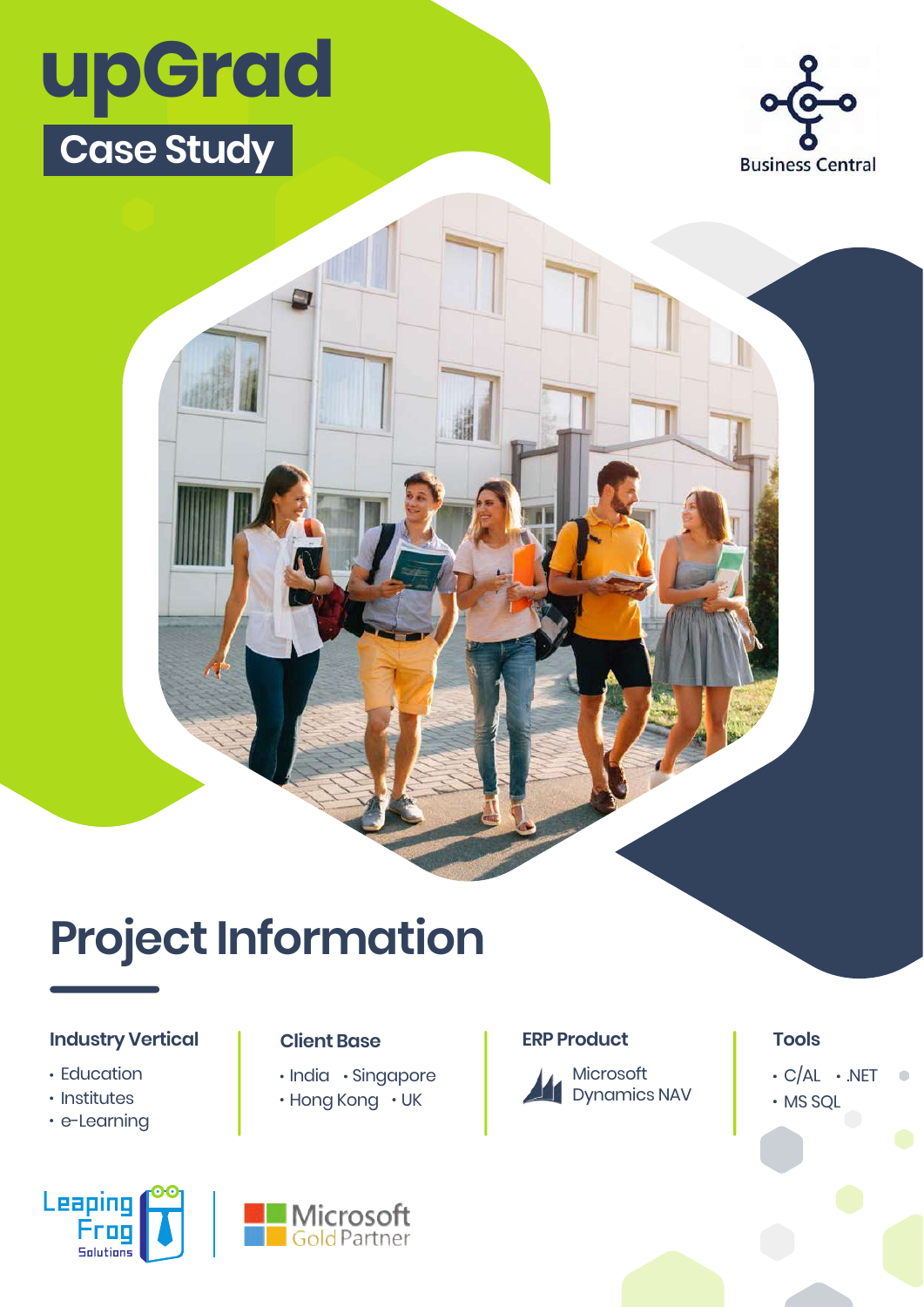# upGrad

## Case Study

Business Central

# Project Information

**Industry Vertical**

- Education
- Institutes
- e-Learning

**Client Base**

- India
- Singapore
- Hong Kong
- UK

**ERP Product**

Microsoft Dynamics NAV

**Tools**

- C/AL
- .NET
- MS SQL

Leaping Frog Solutions | Microsoft Gold Partner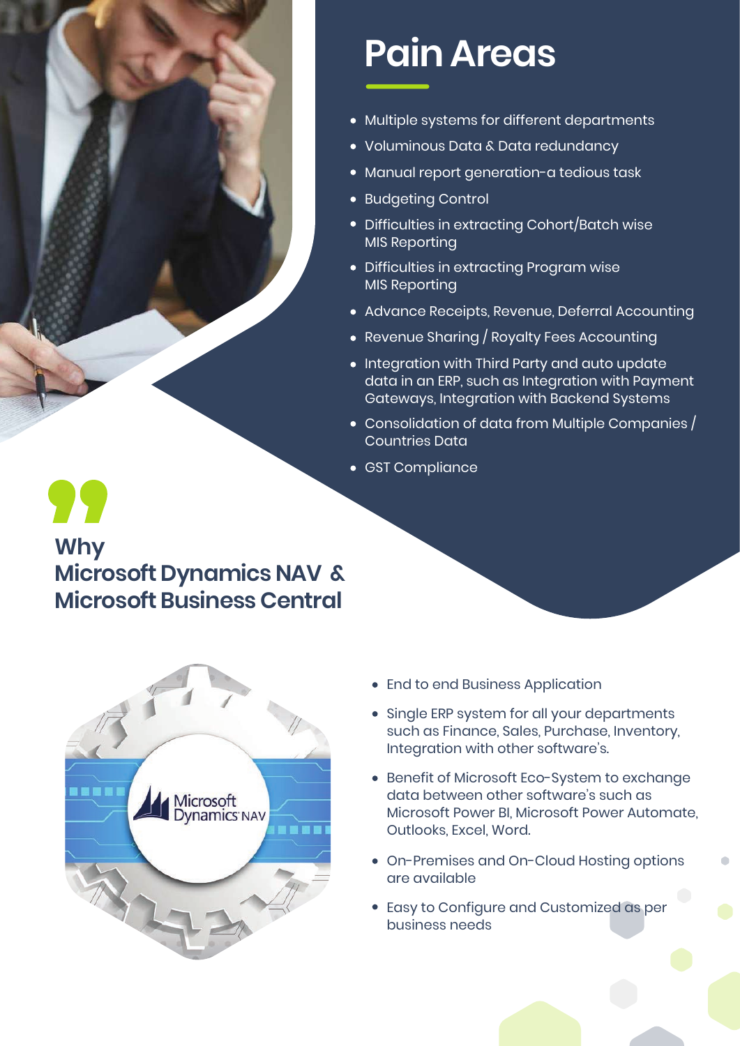# Pain Areas

- Multiple systems for different departments
- Voluminous Data & Data redundancy
- Manual report generation-a tedious task
- Budgeting Control
- Difficulties in extracting Cohort/Batch wise MIS Reporting
- Difficulties in extracting Program wise MIS Reporting
- Advance Receipts, Revenue, Deferral Accounting
- Revenue Sharing / Royalty Fees Accounting
- Integration with Third Party and auto update data in an ERP, such as Integration with Payment Gateways, Integration with Backend Systems
- Consolidation of data from Multiple Companies / Countries Data
- GST Compliance

## Why Microsoft Dynamics NAV & Microsoft Business Central

- End to end Business Application
- Single ERP system for all your departments such as Finance, Sales, Purchase, Inventory, Integration with other software's.
- Benefit of Microsoft Eco-System to exchange data between other software's such as Microsoft Power BI, Microsoft Power Automate, Outlooks, Excel, Word.
- On-Premises and On-Cloud Hosting options are available
- Easy to Configure and Customized as per business needs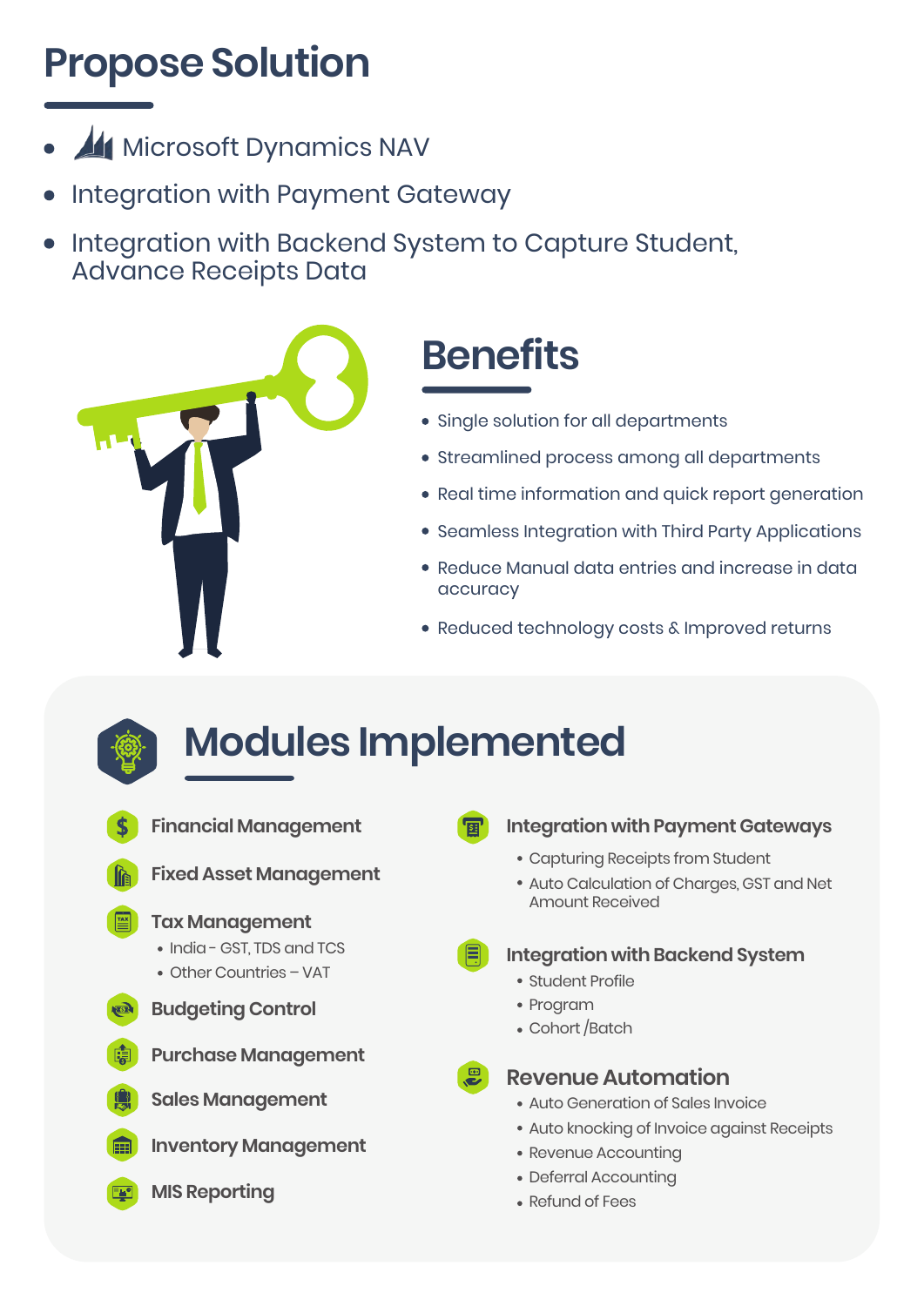# Propose Solution

- Microsoft Dynamics NAV
- Integration with Payment Gateway
- Integration with Backend System to Capture Student, Advance Receipts Data

## Benefits

- Single solution for all departments
- Streamlined process among all departments
- Real time information and quick report generation
- Seamless Integration with Third Party Applications
- Reduce Manual data entries and increase in data accuracy
- Reduced technology costs & Improved returns

## Modules Implemented

### Financial Management

### Fixed Asset Management

### Tax Management

- India - GST, TDS and TCS
- Other Countries – VAT

### Budgeting Control

### Purchase Management

### Sales Management

### Inventory Management

### MIS Reporting

### Integration with Payment Gateways

- Capturing Receipts from Student
- Auto Calculation of Charges, GST and Net Amount Received

### Integration with Backend System

- Student Profile
- Program
- Cohort /Batch

### Revenue Automation

- Auto Generation of Sales Invoice
- Auto knocking of Invoice against Receipts
- Revenue Accounting
- Deferral Accounting
- Refund of Fees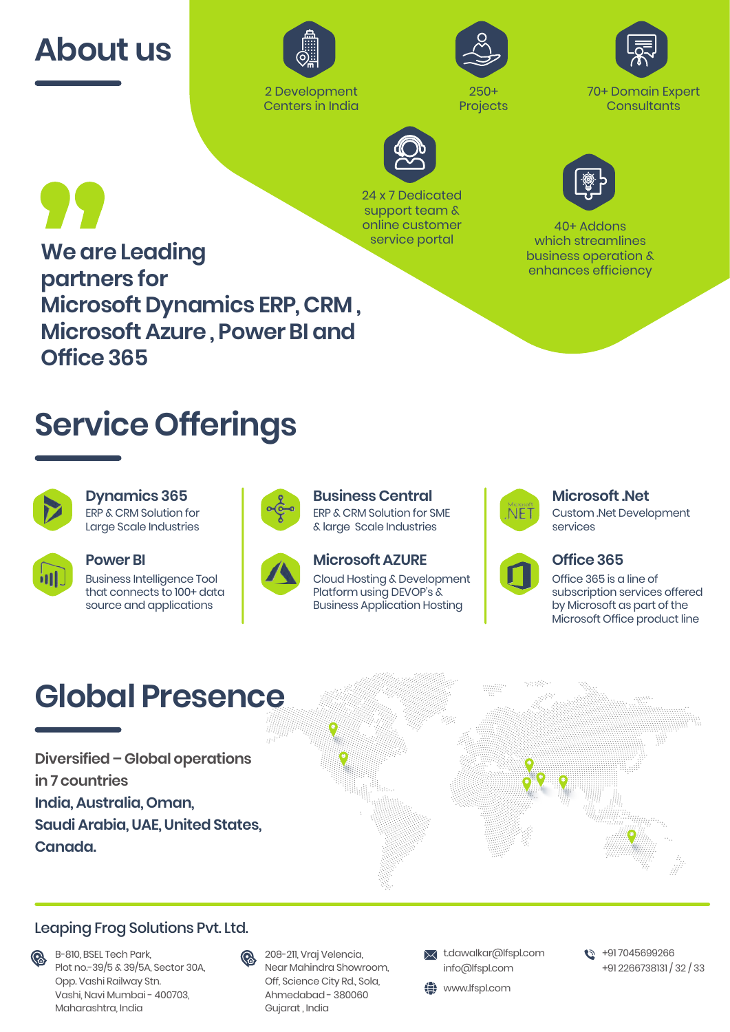# About us

2 Development Centers in India

250+ Projects

70+ Domain Expert Consultants

24 x 7 Dedicated support team & online customer service portal

40+ Addons which streamlines business operation & enhances efficiency

**We are Leading partners for Microsoft Dynamics ERP, CRM , Microsoft Azure , Power BI and Office 365**

# Service Offerings

### Dynamics 365
ERP & CRM Solution for Large Scale Industries

### Power BI
Business Intelligence Tool that connects to 100+ data source and applications

### Business Central
ERP & CRM Solution for SME & large Scale Industries

### Microsoft AZURE
Cloud Hosting & Development Platform using DEVOP's & Business Application Hosting

### Microsoft .Net
Custom .Net Development services

### Office 365
Office 365 is a line of subscription services offered by Microsoft as part of the Microsoft Office product line

# Global Presence

**Diversified – Global operations in 7 countries**
**India, Australia, Oman, Saudi Arabia, UAE, United States, Canada.**

## Leaping Frog Solutions Pvt. Ltd.

B-810, BSEL Tech Park,
Plot no.-39/5 & 39/5A, Sector 30A,
Opp. Vashi Railway Stn.
Vashi, Navi Mumbai - 400703,
Maharashtra, India

208-211, Vraj Velencia,
Near Mahindra Showroom,
Off, Science City Rd., Sola,
Ahmedabad - 380060
Gujarat , India

t.dawalkar@lfspl.com
info@lfspl.com
www.lfspl.com

+91 7045699266
+91 2266738131 / 32 / 33